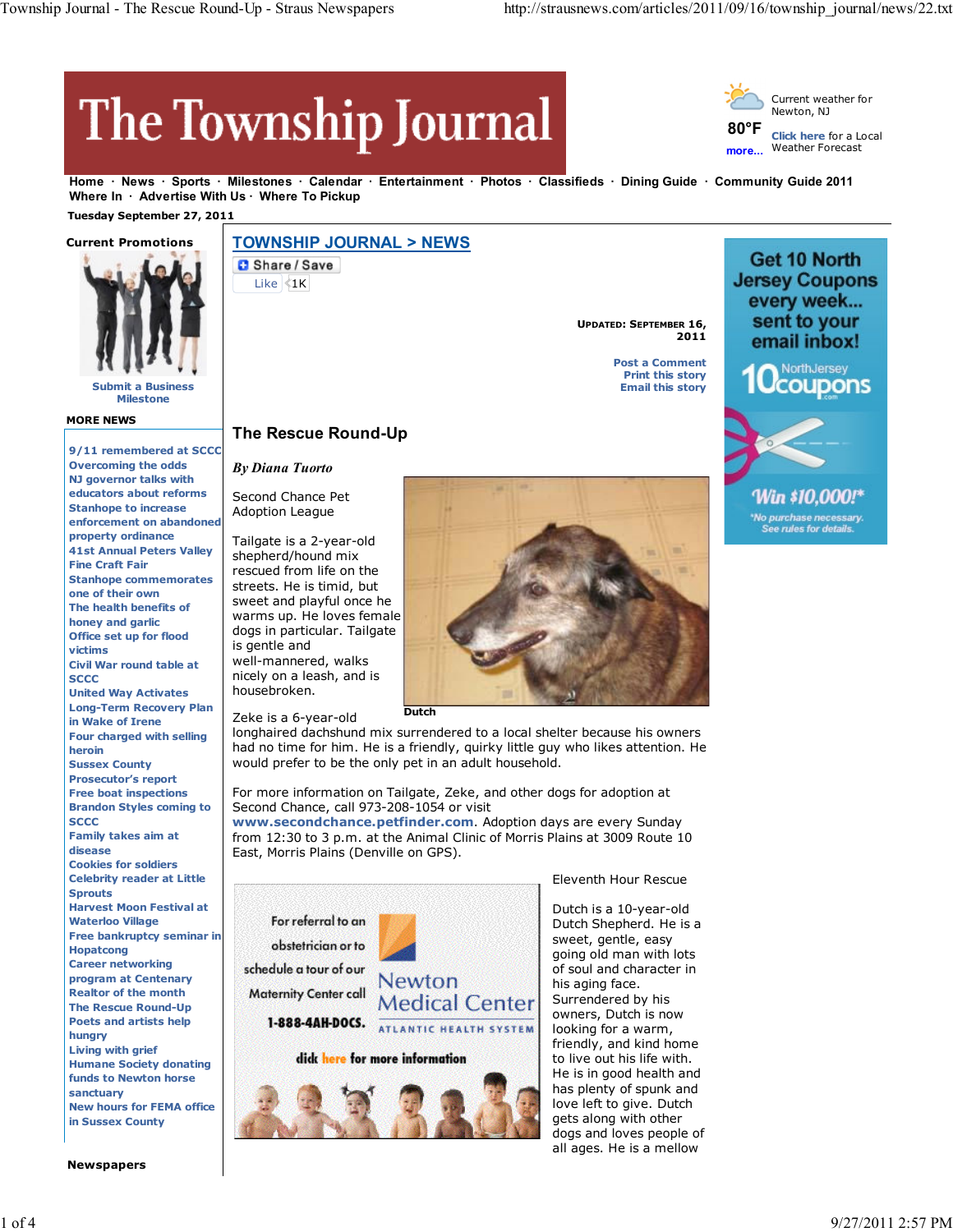# The Township Journal

Current weather for Newton, NJ

80°F

Click here for a Local Weather Forecast

more...

Home · News · Sports · Milestones · Calendar · Entertainment · Photos · Classifieds · Dining Guide · Community Guide 2011 Where In · Advertise With Us · Where To Pickup

Tuesday September 27, 2011

**Current Promotions**

Submit a Business Milestone

**MORE NEWS**

- 9/11 remembered at SCCC
- Overcoming the odds
- NJ governor talks with educators about reforms
- Stanhope to increase enforcement on abandoned property ordinance
- 41st Annual Peters Valley Fine Craft Fair
- Stanhope commemorates one of their own
- The health benefits of honey and garlic
- Office set up for flood victims
- Civil War round table at SCCC
- United Way Activates Long-Term Recovery Plan in Wake of Irene
- Four charged with selling heroin
- Sussex County Prosecutor's report
- Free boat inspections
- Brandon Styles coming to SCCC
- Family takes aim at disease
- Cookies for soldiers
- Celebrity reader at Little Sprouts
- Harvest Moon Festival at Waterloo Village
- Free bankruptcy seminar in Hopatcong
- Career networking program at Centenary
- Realtor of the month
- The Rescue Round-Up
- Poets and artists help hungry
- Living with grief
- Humane Society donating funds to Newton horse sanctuary
- New hours for FEMA office in Sussex County

**Newspapers**

## TOWNSHIP JOURNAL > NEWS

Share / Save

Like 1K

UPDATED: SEPTEMBER 16, 2011

Post a Comment
Print this story
Email this story

## The Rescue Round-Up

*By Diana Tuorto*

Second Chance Pet Adoption League

Tailgate is a 2-year-old shepherd/hound mix rescued from life on the streets. He is timid, but sweet and playful once he warms up. He loves female dogs in particular. Tailgate is gentle and well-mannered, walks nicely on a leash, and is housebroken.

Dutch

Zeke is a 6-year-old longhaired dachshund mix surrendered to a local shelter because his owners had no time for him. He is a friendly, quirky little guy who likes attention. He would prefer to be the only pet in an adult household.

For more information on Tailgate, Zeke, and other dogs for adoption at Second Chance, call 973-208-1054 or visit **www.secondchance.petfinder.com**. Adoption days are every Sunday from 12:30 to 3 p.m. at the Animal Clinic of Morris Plains at 3009 Route 10 East, Morris Plains (Denville on GPS).

Eleventh Hour Rescue

Dutch is a 10-year-old Dutch Shepherd. He is a sweet, gentle, easy going old man with lots of soul and character in his aging face. Surrendered by his owners, Dutch is now looking for a warm, friendly, and kind home to live out his life with. He is in good health and has plenty of spunk and love left to give. Dutch gets along with other dogs and loves people of all ages. He is a mellow

Get 10 North Jersey Coupons every week... sent to your email inbox! 10 NorthJersey coupons .com. Win $10,000!* *No purchase necessary. See rules for details.

For referral to an obstetrician or to schedule a tour of our Maternity Center call 1-888-4AH-DOCS. Newton Medical Center ATLANTIC HEALTH SYSTEM. click here for more information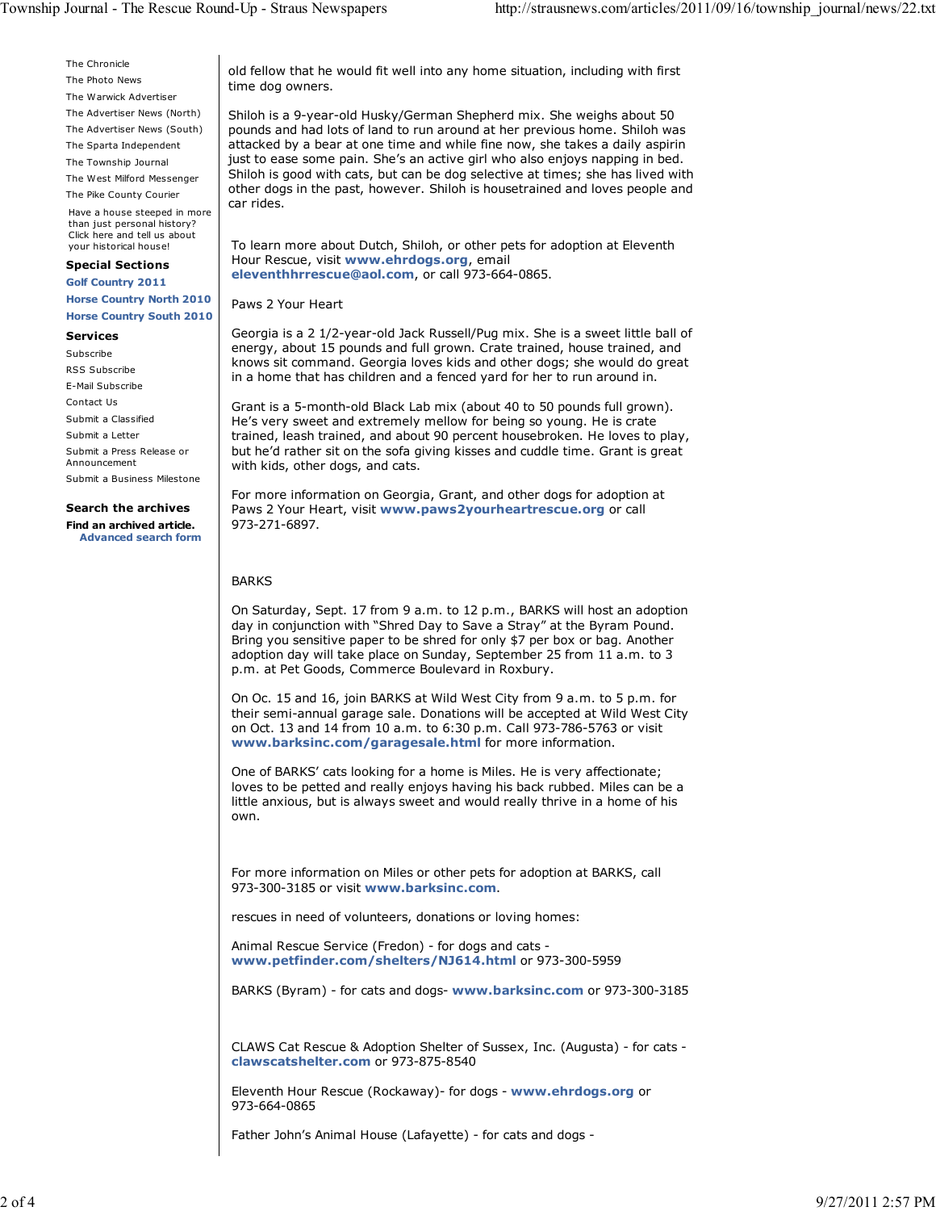- The Chronicle
- The Photo News
- The Warwick Advertiser
- The Advertiser News (North)
- The Advertiser News (South)
- The Sparta Independent
- The Township Journal
- The West Milford Messenger
- The Pike County Courier

Have a house steeped in more than just personal history? Click here and tell us about your historical house!

**Special Sections**

**Golf Country 2011**
**Horse Country North 2010**
**Horse Country South 2010**

**Services**

- Subscribe
- RSS Subscribe
- E-Mail Subscribe
- Contact Us
- Submit a Classified
- Submit a Letter
- Submit a Press Release or Announcement
- Submit a Business Milestone

**Search the archives**

**Find an archived article.**
**Advanced search form**

old fellow that he would fit well into any home situation, including with first time dog owners.

Shiloh is a 9-year-old Husky/German Shepherd mix. She weighs about 50 pounds and had lots of land to run around at her previous home. Shiloh was attacked by a bear at one time and while fine now, she takes a daily aspirin just to ease some pain. She's an active girl who also enjoys napping in bed. Shiloh is good with cats, but can be dog selective at times; she has lived with other dogs in the past, however. Shiloh is housetrained and loves people and car rides.

To learn more about Dutch, Shiloh, or other pets for adoption at Eleventh Hour Rescue, visit **www.ehrdogs.org**, email **eleventhhrrescue@aol.com**, or call 973-664-0865.

Paws 2 Your Heart

Georgia is a 2 1/2-year-old Jack Russell/Pug mix. She is a sweet little ball of energy, about 15 pounds and full grown. Crate trained, house trained, and knows sit command. Georgia loves kids and other dogs; she would do great in a home that has children and a fenced yard for her to run around in.

Grant is a 5-month-old Black Lab mix (about 40 to 50 pounds full grown). He's very sweet and extremely mellow for being so young. He is crate trained, leash trained, and about 90 percent housebroken. He loves to play, but he'd rather sit on the sofa giving kisses and cuddle time. Grant is great with kids, other dogs, and cats.

For more information on Georgia, Grant, and other dogs for adoption at Paws 2 Your Heart, visit **www.paws2yourheartrescue.org** or call 973-271-6897.

BARKS

On Saturday, Sept. 17 from 9 a.m. to 12 p.m., BARKS will host an adoption day in conjunction with "Shred Day to Save a Stray" at the Byram Pound. Bring you sensitive paper to be shred for only $7 per box or bag. Another adoption day will take place on Sunday, September 25 from 11 a.m. to 3 p.m. at Pet Goods, Commerce Boulevard in Roxbury.

On Oc. 15 and 16, join BARKS at Wild West City from 9 a.m. to 5 p.m. for their semi-annual garage sale. Donations will be accepted at Wild West City on Oct. 13 and 14 from 10 a.m. to 6:30 p.m. Call 973-786-5763 or visit **www.barksinc.com/garagesale.html** for more information.

One of BARKS' cats looking for a home is Miles. He is very affectionate; loves to be petted and really enjoys having his back rubbed. Miles can be a little anxious, but is always sweet and would really thrive in a home of his own.

For more information on Miles or other pets for adoption at BARKS, call 973-300-3185 or visit **www.barksinc.com**.

rescues in need of volunteers, donations or loving homes:

Animal Rescue Service (Fredon) - for dogs and cats - **www.petfinder.com/shelters/NJ614.html** or 973-300-5959

BARKS (Byram) - for cats and dogs- **www.barksinc.com** or 973-300-3185

CLAWS Cat Rescue & Adoption Shelter of Sussex, Inc. (Augusta) - for cats - **clawscatshelter.com** or 973-875-8540

Eleventh Hour Rescue (Rockaway)- for dogs - **www.ehrdogs.org** or 973-664-0865

Father John's Animal House (Lafayette) - for cats and dogs -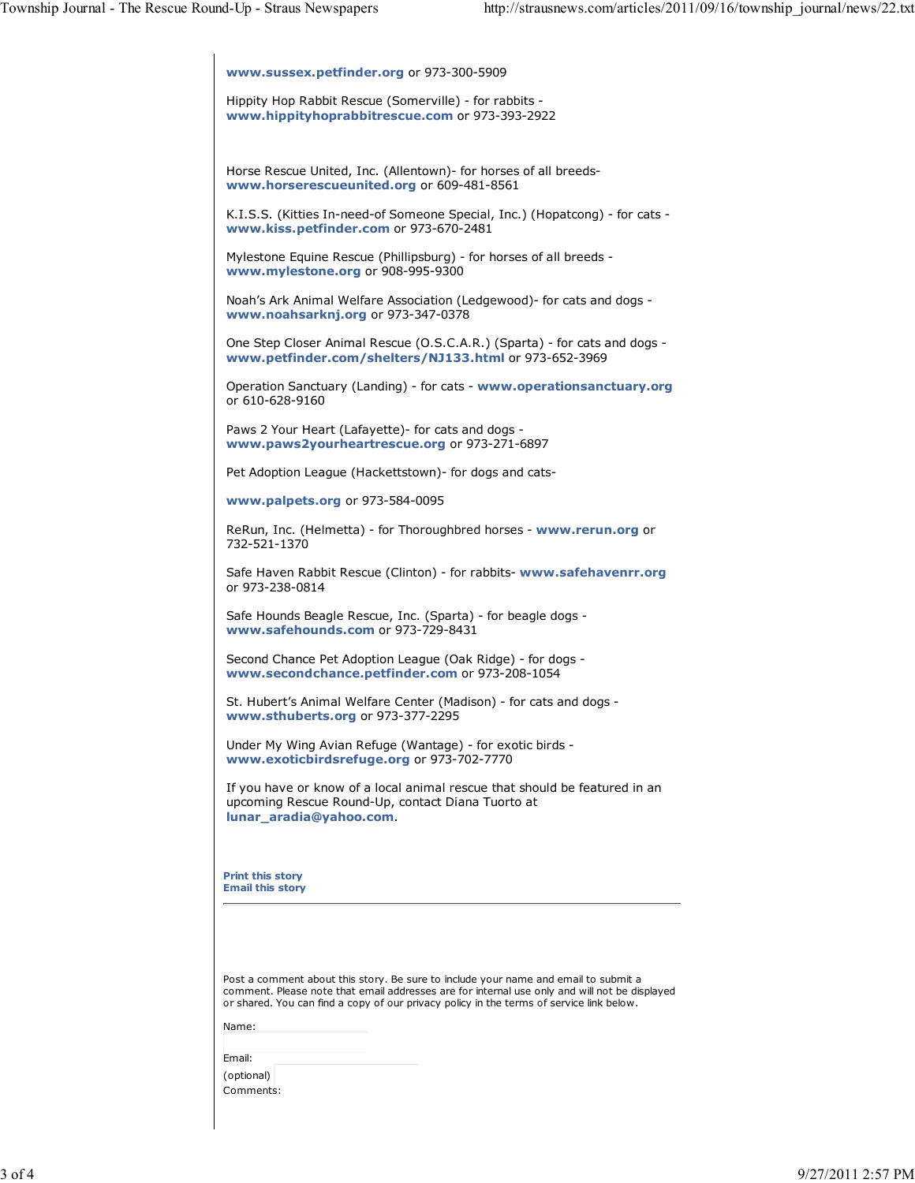**www.sussex.petfinder.org** or 973-300-5909

Hippity Hop Rabbit Rescue (Somerville) - for rabbits - **www.hippityhoprabbitrescue.com** or 973-393-2922

Horse Rescue United, Inc. (Allentown)- for horses of all breeds- **www.horserescueunited.org** or 609-481-8561

K.I.S.S. (Kitties In-need-of Someone Special, Inc.) (Hopatcong) - for cats - **www.kiss.petfinder.com** or 973-670-2481

Mylestone Equine Rescue (Phillipsburg) - for horses of all breeds - **www.mylestone.org** or 908-995-9300

Noah's Ark Animal Welfare Association (Ledgewood)- for cats and dogs - **www.noahsarknj.org** or 973-347-0378

One Step Closer Animal Rescue (O.S.C.A.R.) (Sparta) - for cats and dogs - **www.petfinder.com/shelters/NJ133.html** or 973-652-3969

Operation Sanctuary (Landing) - for cats - **www.operationsanctuary.org** or 610-628-9160

Paws 2 Your Heart (Lafayette)- for cats and dogs - **www.paws2yourheartrescue.org** or 973-271-6897

Pet Adoption League (Hackettstown)- for dogs and cats-

**www.palpets.org** or 973-584-0095

ReRun, Inc. (Helmetta) - for Thoroughbred horses - **www.rerun.org** or 732-521-1370

Safe Haven Rabbit Rescue (Clinton) - for rabbits- **www.safehavenrr.org** or 973-238-0814

Safe Hounds Beagle Rescue, Inc. (Sparta) - for beagle dogs - **www.safehounds.com** or 973-729-8431

Second Chance Pet Adoption League (Oak Ridge) - for dogs - **www.secondchance.petfinder.com** or 973-208-1054

St. Hubert's Animal Welfare Center (Madison) - for cats and dogs - **www.sthuberts.org** or 973-377-2295

Under My Wing Avian Refuge (Wantage) - for exotic birds - **www.exoticbirdsrefuge.org** or 973-702-7770

If you have or know of a local animal rescue that should be featured in an upcoming Rescue Round-Up, contact Diana Tuorto at **lunar_aradia@yahoo.com**.

**Print this story**
**Email this story**

---

Post a comment about this story. Be sure to include your name and email to submit a comment. Please note that email addresses are for internal use only and will not be displayed or shared. You can find a copy of our privacy policy in the terms of service link below.

Name:

Email:
(optional)

Comments: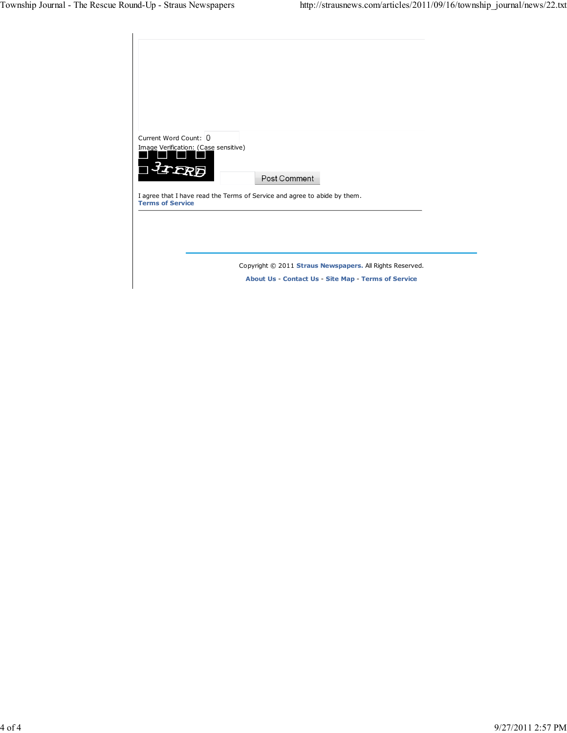Current Word Count: 0

Image Verification: (Case sensitive)

Post Comment

I agree that I have read the Terms of Service and agree to abide by them.

**Terms of Service**

---

Copyright © 2011 **Straus Newspapers.** All Rights Reserved.

**About Us** - **Contact Us** - **Site Map** - **Terms of Service**